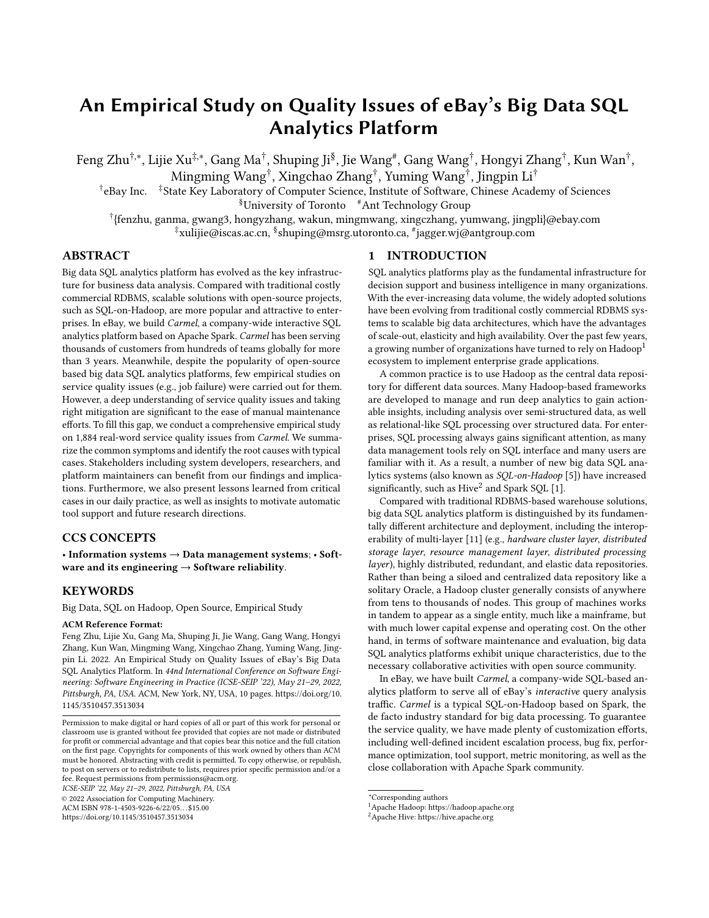# An Empirical Study on Quality Issues of eBay's Big Data SQL Analytics Platform

Feng Zhu[†,*], Lijie Xu[‡,*], Gang Ma[†], Shuping Ji[§], Jie Wang[#], Gang Wang[†], Hongyi Zhang[†], Kun Wan[†], Mingming Wang[†], Xingchao Zhang[†], Yuming Wang[†], Jingpin Li[†]

[†]eBay Inc. [‡]State Key Laboratory of Computer Science, Institute of Software, Chinese Academy of Sciences

[§]University of Toronto [#]Ant Technology Group

[†]{fenzhu, ganma, gwang3, hongyzhang, wakun, mingmwang, xingczhang, yumwang, jingpli}@ebay.com

[‡]xulijie@iscas.ac.cn, [§]shuping@msrg.utoronto.ca, [#]jagger.wj@antgroup.com

## ABSTRACT

Big data SQL analytics platform has evolved as the key infrastructure for business data analysis. Compared with traditional costly commercial RDBMS, scalable solutions with open-source projects, such as SQL-on-Hadoop, are more popular and attractive to enterprises. In eBay, we build *Carmel*, a company-wide interactive SQL analytics platform based on Apache Spark. *Carmel* has been serving thousands of customers from hundreds of teams globally for more than 3 years. Meanwhile, despite the popularity of open-source based big data SQL analytics platforms, few empirical studies on service quality issues (e.g., job failure) were carried out for them. However, a deep understanding of service quality issues and taking right mitigation are significant to the ease of manual maintenance efforts. To fill this gap, we conduct a comprehensive empirical study on 1,884 real-word service quality issues from *Carmel*. We summarize the common symptoms and identify the root causes with typical cases. Stakeholders including system developers, researchers, and platform maintainers can benefit from our findings and implications. Furthermore, we also present lessons learned from critical cases in our daily practice, as well as insights to motivate automatic tool support and future research directions.

## CCS CONCEPTS

• **Information systems → Data management systems**; • **Software and its engineering → Software reliability**.

## KEYWORDS

Big Data, SQL on Hadoop, Open Source, Empirical Study

**ACM Reference Format:**

Feng Zhu, Lijie Xu, Gang Ma, Shuping Ji, Jie Wang, Gang Wang, Hongyi Zhang, Kun Wan, Mingming Wang, Xingchao Zhang, Yuming Wang, Jingpin Li. 2022. An Empirical Study on Quality Issues of eBay's Big Data SQL Analytics Platform. In *44nd International Conference on Software Engineering: Software Engineering in Practice (ICSE-SEIP '22), May 21–29, 2022, Pittsburgh, PA, USA.* ACM, New York, NY, USA, 10 pages. https://doi.org/10.1145/3510457.3513034

Permission to make digital or hard copies of all or part of this work for personal or classroom use is granted without fee provided that copies are not made or distributed for profit or commercial advantage and that copies bear this notice and the full citation on the first page. Copyrights for components of this work owned by others than ACM must be honored. Abstracting with credit is permitted. To copy otherwise, or republish, to post on servers or to redistribute to lists, requires prior specific permission and/or a fee. Request permissions from permissions@acm.org.

*ICSE-SEIP '22, May 21–29, 2022, Pittsburgh, PA, USA*

© 2022 Association for Computing Machinery.

ACM ISBN 978-1-4503-9226-6/22/05...$15.00

https://doi.org/10.1145/3510457.3513034

## 1 INTRODUCTION

SQL analytics platforms play as the fundamental infrastructure for decision support and business intelligence in many organizations. With the ever-increasing data volume, the widely adopted solutions have been evolving from traditional costly commercial RDBMS systems to scalable big data architectures, which have the advantages of scale-out, elasticity and high availability. Over the past few years, a growing number of organizations have turned to rely on Hadoop[1] ecosystem to implement enterprise grade applications.

A common practice is to use Hadoop as the central data repository for different data sources. Many Hadoop-based frameworks are developed to manage and run deep analytics to gain actionable insights, including analysis over semi-structured data, as well as relational-like SQL processing over structured data. For enterprises, SQL processing always gains significant attention, as many data management tools rely on SQL interface and many users are familiar with it. As a result, a number of new big data SQL analytics systems (also known as *SQL-on-Hadoop* [5]) have increased significantly, such as Hive[2] and Spark SQL [1].

Compared with traditional RDBMS-based warehouse solutions, big data SQL analytics platform is distinguished by its fundamentally different architecture and deployment, including the interoperability of multi-layer [11] (e.g., *hardware cluster layer, distributed storage layer, resource management layer, distributed processing layer*), highly distributed, redundant, and elastic data repositories. Rather than being a siloed and centralized data repository like a solitary Oracle, a Hadoop cluster generally consists of anywhere from tens to thousands of nodes. This group of machines works in tandem to appear as a single entity, much like a mainframe, but with much lower capital expense and operating cost. On the other hand, in terms of software maintenance and evaluation, big data SQL analytics platforms exhibit unique characteristics, due to the necessary collaborative activities with open source community.

In eBay, we have built *Carmel*, a company-wide SQL-based analytics platform to serve all of eBay's *interactive* query analysis traffic. *Carmel* is a typical SQL-on-Hadoop based on Spark, the de facto industry standard for big data processing. To guarantee the service quality, we have made plenty of customization efforts, including well-defined incident escalation process, bug fix, performance optimization, tool support, metric monitoring, as well as the close collaboration with Apache Spark community.

*Corresponding authors

[1]Apache Hadoop: https://hadoop.apache.org

[2]Apache Hive: https://hive.apache.org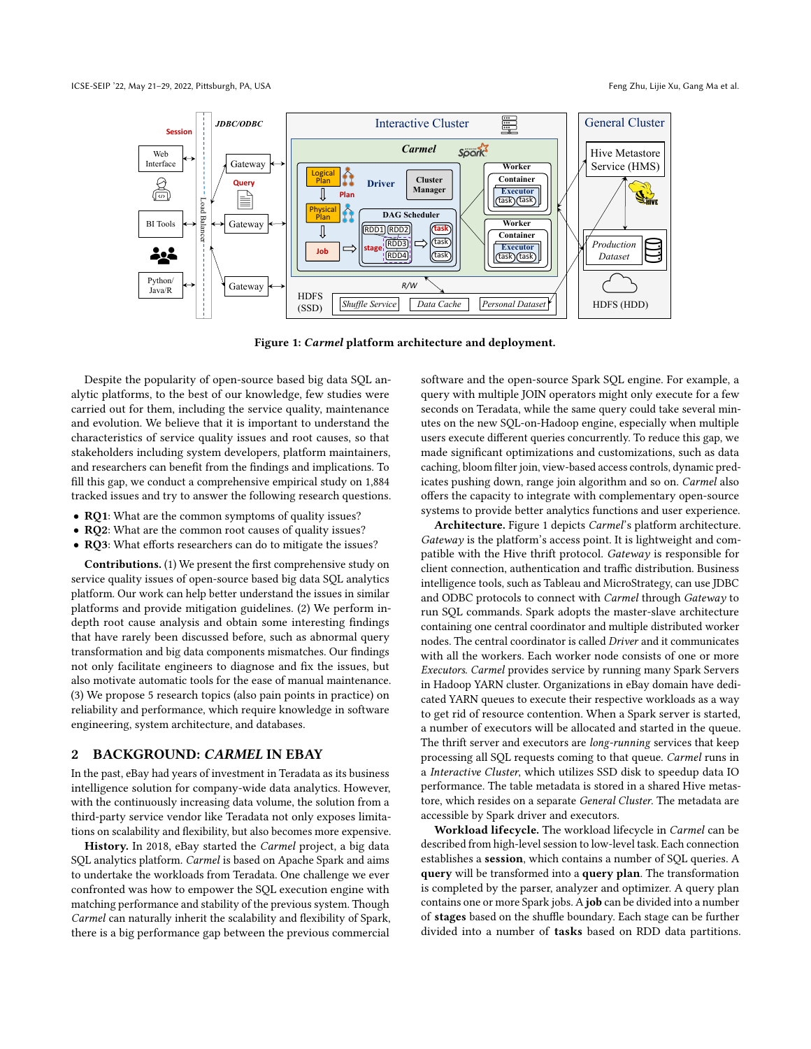Figure 1: *Carmel* platform architecture and deployment.

Despite the popularity of open-source based big data SQL analytic platforms, to the best of our knowledge, few studies were carried out for them, including the service quality, maintenance and evolution. We believe that it is important to understand the characteristics of service quality issues and root causes, so that stakeholders including system developers, platform maintainers, and researchers can benefit from the findings and implications. To fill this gap, we conduct a comprehensive empirical study on 1,884 tracked issues and try to answer the following research questions.

- **RQ1**: What are the common symptoms of quality issues?
- **RQ2**: What are the common root causes of quality issues?
- **RQ3**: What efforts researchers can do to mitigate the issues?

**Contributions.** (1) We present the first comprehensive study on service quality issues of open-source based big data SQL analytics platform. Our work can help better understand the issues in similar platforms and provide mitigation guidelines. (2) We perform in-depth root cause analysis and obtain some interesting findings that have rarely been discussed before, such as abnormal query transformation and big data components mismatches. Our findings not only facilitate engineers to diagnose and fix the issues, but also motivate automatic tools for the ease of manual maintenance. (3) We propose 5 research topics (also pain points in practice) on reliability and performance, which require knowledge in software engineering, system architecture, and databases.

## 2 BACKGROUND: *CARMEL* IN EBAY

In the past, eBay had years of investment in Teradata as its business intelligence solution for company-wide data analytics. However, with the continuously increasing data volume, the solution from a third-party service vendor like Teradata not only exposes limitations on scalability and flexibility, but also becomes more expensive.

**History.** In 2018, eBay started the *Carmel* project, a big data SQL analytics platform. *Carmel* is based on Apache Spark and aims to undertake the workloads from Teradata. One challenge we ever confronted was how to empower the SQL execution engine with matching performance and stability of the previous system. Though *Carmel* can naturally inherit the scalability and flexibility of Spark, there is a big performance gap between the previous commercial software and the open-source Spark SQL engine. For example, a query with multiple JOIN operators might only execute for a few seconds on Teradata, while the same query could take several minutes on the new SQL-on-Hadoop engine, especially when multiple users execute different queries concurrently. To reduce this gap, we made significant optimizations and customizations, such as data caching, bloom filter join, view-based access controls, dynamic predicates pushing down, range join algorithm and so on. *Carmel* also offers the capacity to integrate with complementary open-source systems to provide better analytics functions and user experience.

**Architecture.** Figure 1 depicts *Carmel*'s platform architecture. *Gateway* is the platform's access point. It is lightweight and compatible with the Hive thrift protocol. *Gateway* is responsible for client connection, authentication and traffic distribution. Business intelligence tools, such as Tableau and MicroStrategy, can use JDBC and ODBC protocols to connect with *Carmel* through *Gateway* to run SQL commands. Spark adopts the master-slave architecture containing one central coordinator and multiple distributed worker nodes. The central coordinator is called *Driver* and it communicates with all the workers. Each worker node consists of one or more *Executors*. *Carmel* provides service by running many Spark Servers in Hadoop YARN cluster. Organizations in eBay domain have dedicated YARN queues to execute their respective workloads as a way to get rid of resource contention. When a Spark server is started, a number of executors will be allocated and started in the queue. The thrift server and executors are *long-running* services that keep processing all SQL requests coming to that queue. *Carmel* runs in a *Interactive Cluster*, which utilizes SSD disk to speedup data IO performance. The table metadata is stored in a shared Hive metastore, which resides on a separate *General Cluster*. The metadata are accessible by Spark driver and executors.

**Workload lifecycle.** The workload lifecycle in *Carmel* can be described from high-level session to low-level task. Each connection establishes a **session**, which contains a number of SQL queries. A **query** will be transformed into a **query plan**. The transformation is completed by the parser, analyzer and optimizer. A query plan contains one or more Spark jobs. A **job** can be divided into a number of **stages** based on the shuffle boundary. Each stage can be further divided into a number of **tasks** based on RDD data partitions.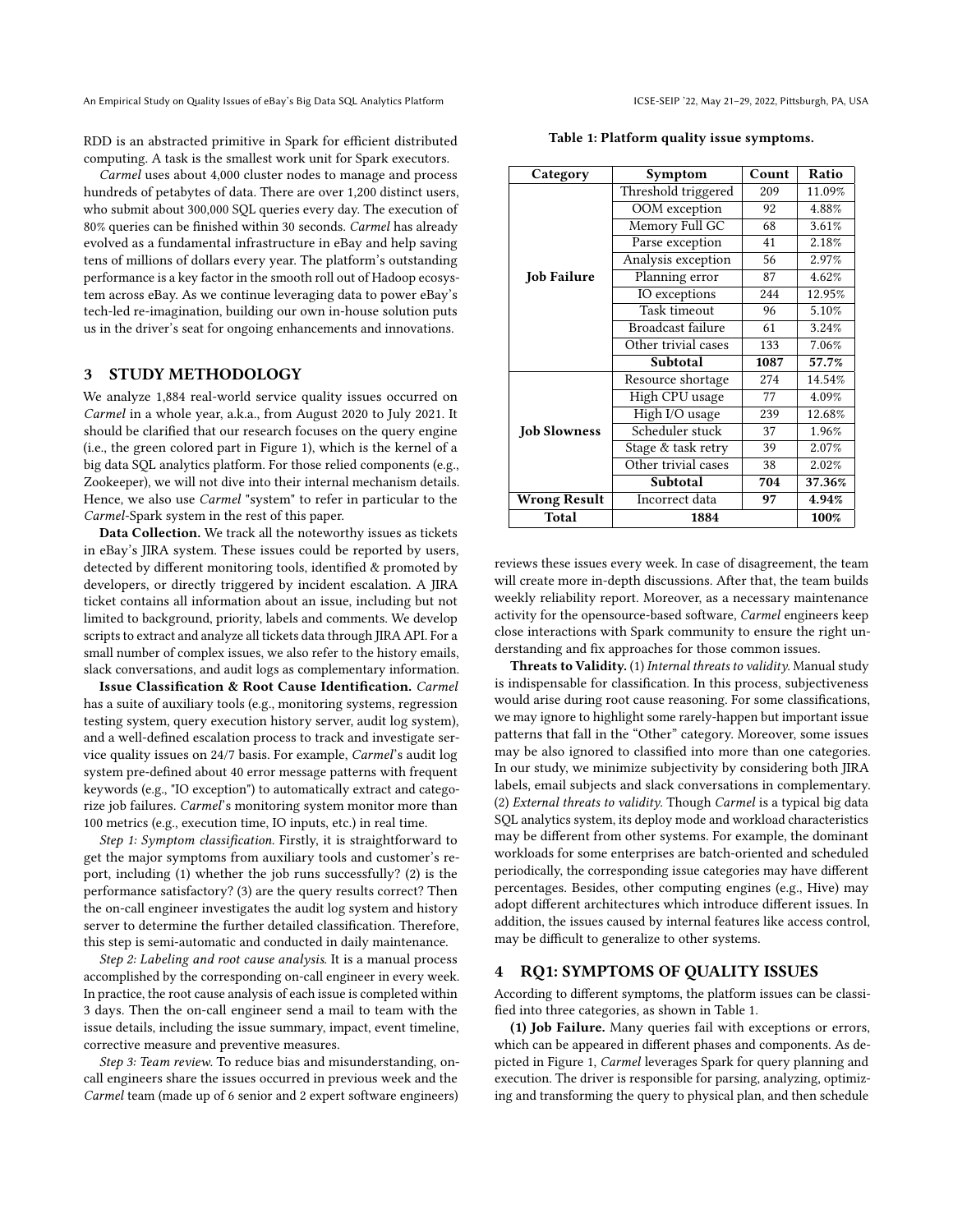RDD is an abstracted primitive in Spark for efficient distributed computing. A task is the smallest work unit for Spark executors.

*Carmel* uses about 4,000 cluster nodes to manage and process hundreds of petabytes of data. There are over 1,200 distinct users, who submit about 300,000 SQL queries every day. The execution of 80% queries can be finished within 30 seconds. *Carmel* has already evolved as a fundamental infrastructure in eBay and help saving tens of millions of dollars every year. The platform's outstanding performance is a key factor in the smooth roll out of Hadoop ecosystem across eBay. As we continue leveraging data to power eBay's tech-led re-imagination, building our own in-house solution puts us in the driver's seat for ongoing enhancements and innovations.

## 3 STUDY METHODOLOGY

We analyze 1,884 real-world service quality issues occurred on *Carmel* in a whole year, a.k.a., from August 2020 to July 2021. It should be clarified that our research focuses on the query engine (i.e., the green colored part in Figure 1), which is the kernel of a big data SQL analytics platform. For those relied components (e.g., Zookeeper), we will not dive into their internal mechanism details. Hence, we also use *Carmel* "system" to refer in particular to the *Carmel*-Spark system in the rest of this paper.

**Data Collection.** We track all the noteworthy issues as tickets in eBay's JIRA system. These issues could be reported by users, detected by different monitoring tools, identified & promoted by developers, or directly triggered by incident escalation. A JIRA ticket contains all information about an issue, including but not limited to background, priority, labels and comments. We develop scripts to extract and analyze all tickets data through JIRA API. For a small number of complex issues, we also refer to the history emails, slack conversations, and audit logs as complementary information.

**Issue Classification & Root Cause Identification.** *Carmel* has a suite of auxiliary tools (e.g., monitoring systems, regression testing system, query execution history server, audit log system), and a well-defined escalation process to track and investigate service quality issues on 24/7 basis. For example, *Carmel*'s audit log system pre-defined about 40 error message patterns with frequent keywords (e.g., "IO exception") to automatically extract and categorize job failures. *Carmel*'s monitoring system monitor more than 100 metrics (e.g., execution time, IO inputs, etc.) in real time.

*Step 1: Symptom classification.* Firstly, it is straightforward to get the major symptoms from auxiliary tools and customer's report, including (1) whether the job runs successfully? (2) is the performance satisfactory? (3) are the query results correct? Then the on-call engineer investigates the audit log system and history server to determine the further detailed classification. Therefore, this step is semi-automatic and conducted in daily maintenance.

*Step 2: Labeling and root cause analysis.* It is a manual process accomplished by the corresponding on-call engineer in every week. In practice, the root cause analysis of each issue is completed within 3 days. Then the on-call engineer send a mail to team with the issue details, including the issue summary, impact, event timeline, corrective measure and preventive measures.

*Step 3: Team review.* To reduce bias and misunderstanding, on-call engineers share the issues occurred in previous week and the *Carmel* team (made up of 6 senior and 2 expert software engineers) reviews these issues every week. In case of disagreement, the team will create more in-depth discussions. After that, the team builds weekly reliability report. Moreover, as a necessary maintenance activity for the opensource-based software, *Carmel* engineers keep close interactions with Spark community to ensure the right understanding and fix approaches for those common issues.

**Table 1: Platform quality issue symptoms.**

| Category | Symptom | Count | Ratio |
|---|---|---|---|
| **Job Failure** | Threshold triggered | 209 | 11.09% |
| | OOM exception | 92 | 4.88% |
| | Memory Full GC | 68 | 3.61% |
| | Parse exception | 41 | 2.18% |
| | Analysis exception | 56 | 2.97% |
| | Planning error | 87 | 4.62% |
| | IO exceptions | 244 | 12.95% |
| | Task timeout | 96 | 5.10% |
| | Broadcast failure | 61 | 3.24% |
| | Other trivial cases | 133 | 7.06% |
| | **Subtotal** | **1087** | **57.7%** |
| **Job Slowness** | Resource shortage | 274 | 14.54% |
| | High CPU usage | 77 | 4.09% |
| | High I/O usage | 239 | 12.68% |
| | Scheduler stuck | 37 | 1.96% |
| | Stage & task retry | 39 | 2.07% |
| | Other trivial cases | 38 | 2.02% |
| | **Subtotal** | **704** | **37.36%** |
| **Wrong Result** | Incorrect data | **97** | **4.94%** |
| **Total** | **1884** | | **100%** |

**Threats to Validity.** (1) *Internal threats to validity.* Manual study is indispensable for classification. In this process, subjectiveness would arise during root cause reasoning. For some classifications, we may ignore to highlight some rarely-happen but important issue patterns that fall in the "Other" category. Moreover, some issues may be also ignored to classified into more than one categories. In our study, we minimize subjectivity by considering both JIRA labels, email subjects and slack conversations in complementary. (2) *External threats to validity.* Though *Carmel* is a typical big data SQL analytics system, its deploy mode and workload characteristics may be different from other systems. For example, the dominant workloads for some enterprises are batch-oriented and scheduled periodically, the corresponding issue categories may have different percentages. Besides, other computing engines (e.g., Hive) may adopt different architectures which introduce different issues. In addition, the issues caused by internal features like access control, may be difficult to generalize to other systems.

## 4 RQ1: SYMPTOMS OF QUALITY ISSUES

According to different symptoms, the platform issues can be classified into three categories, as shown in Table 1.

**(1) Job Failure.** Many queries fail with exceptions or errors, which can be appeared in different phases and components. As depicted in Figure 1, *Carmel* leverages Spark for query planning and execution. The driver is responsible for parsing, analyzing, optimizing and transforming the query to physical plan, and then schedule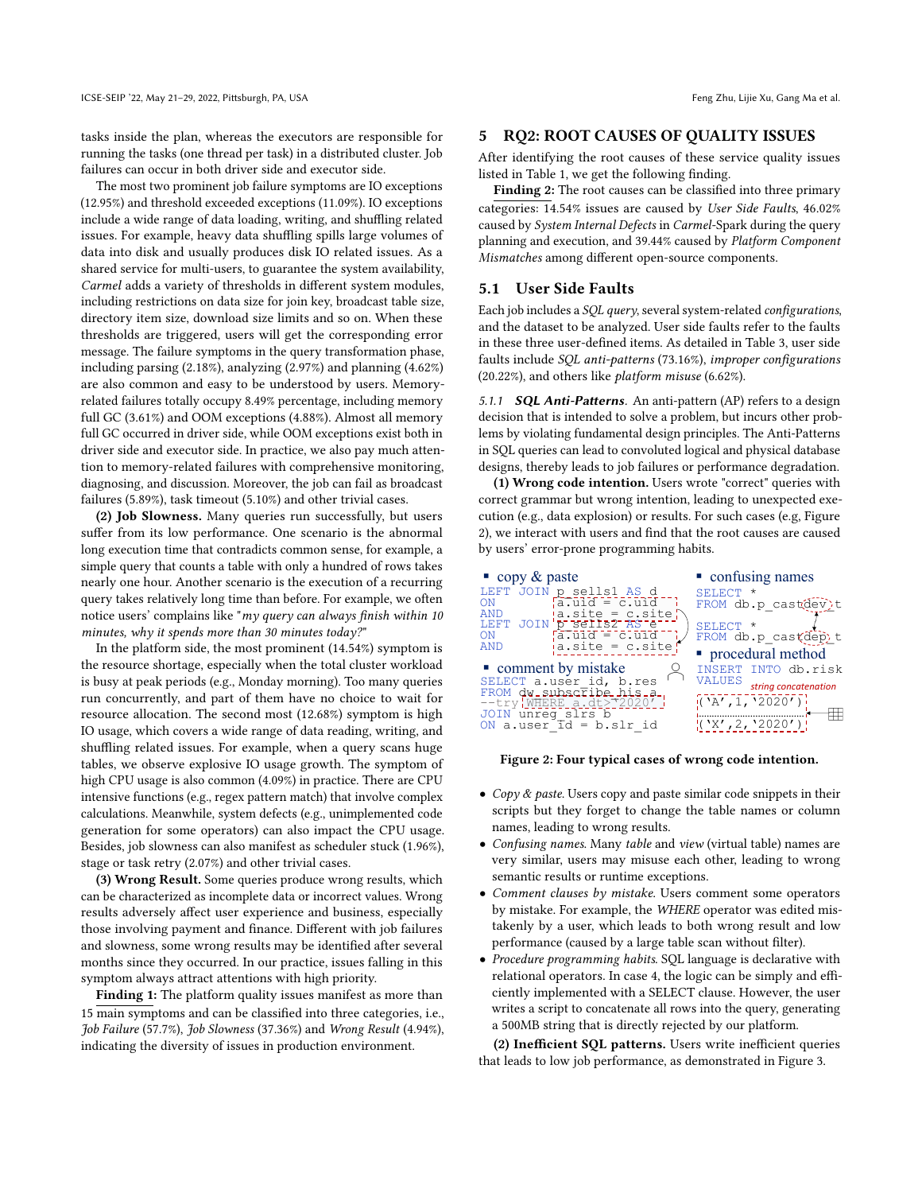tasks inside the plan, whereas the executors are responsible for running the tasks (one thread per task) in a distributed cluster. Job failures can occur in both driver side and executor side.

The most two prominent job failure symptoms are IO exceptions (12.95%) and threshold exceeded exceptions (11.09%). IO exceptions include a wide range of data loading, writing, and shuffling related issues. For example, heavy data shuffling spills large volumes of data into disk and usually produces disk IO related issues. As a shared service for multi-users, to guarantee the system availability, *Carmel* adds a variety of thresholds in different system modules, including restrictions on data size for join key, broadcast table size, directory item size, download size limits and so on. When these thresholds are triggered, users will get the corresponding error message. The failure symptoms in the query transformation phase, including parsing (2.18%), analyzing (2.97%) and planning (4.62%) are also common and easy to be understood by users. Memory-related failures totally occupy 8.49% percentage, including memory full GC (3.61%) and OOM exceptions (4.88%). Almost all memory full GC occurred in driver side, while OOM exceptions exist both in driver side and executor side. In practice, we also pay much attention to memory-related failures with comprehensive monitoring, diagnosing, and discussion. Moreover, the job can fail as broadcast failures (5.89%), task timeout (5.10%) and other trivial cases.

**(2) Job Slowness.** Many queries run successfully, but users suffer from its low performance. One scenario is the abnormal long execution time that contradicts common sense, for example, a simple query that counts a table with only a hundred of rows takes nearly one hour. Another scenario is the execution of a recurring query takes relatively long time than before. For example, we often notice users' complains like "*my query can always finish within 10 minutes, why it spends more than 30 minutes today?*"

In the platform side, the most prominent (14.54%) symptom is the resource shortage, especially when the total cluster workload is busy at peak periods (e.g., Monday morning). Too many queries run concurrently, and part of them have no choice to wait for resource allocation. The second most (12.68%) symptom is high IO usage, which covers a wide range of data reading, writing, and shuffling related issues. For example, when a query scans huge tables, we observe explosive IO usage growth. The symptom of high CPU usage is also common (4.09%) in practice. There are CPU intensive functions (e.g., regex pattern match) that involve complex calculations. Meanwhile, system defects (e.g., unimplemented code generation for some operators) can also impact the CPU usage. Besides, job slowness can also manifest as scheduler stuck (1.96%), stage or task retry (2.07%) and other trivial cases.

**(3) Wrong Result.** Some queries produce wrong results, which can be characterized as incomplete data or incorrect values. Wrong results adversely affect user experience and business, especially those involving payment and finance. Different with job failures and slowness, some wrong results may be identified after several months since they occurred. In our practice, issues falling in this symptom always attract attentions with high priority.

**Finding 1:** The platform quality issues manifest as more than 15 main symptoms and can be classified into three categories, i.e., *Job Failure* (57.7%), *Job Slowness* (37.36%) and *Wrong Result* (4.94%), indicating the diversity of issues in production environment.

## 5 RQ2: ROOT CAUSES OF QUALITY ISSUES

After identifying the root causes of these service quality issues listed in Table 1, we get the following finding.

**Finding 2:** The root causes can be classified into three primary categories: 14.54% issues are caused by *User Side Faults*, 46.02% caused by *System Internal Defects* in *Carmel*-Spark during the query planning and execution, and 39.44% caused by *Platform Component Mismatches* among different open-source components.

### 5.1 User Side Faults

Each job includes a *SQL query*, several system-related *configurations*, and the dataset to be analyzed. User side faults refer to the faults in these three user-defined items. As detailed in Table 3, user side faults include *SQL anti-patterns* (73.16%), *improper configurations* (20.22%), and others like *platform misuse* (6.62%).

#### 5.1.1 *SQL Anti-Patterns*.

An anti-pattern (AP) refers to a design decision that is intended to solve a problem, but incurs other problems by violating fundamental design principles. The Anti-Patterns in SQL queries can lead to convoluted logical and physical database designs, thereby leads to job failures or performance degradation.

**(1) Wrong code intention.** Users wrote "correct" queries with correct grammar but wrong intention, leading to unexpected execution (e.g., data explosion) or results. For such cases (e.g, Figure 2), we interact with users and find that the root causes are caused by users' error-prone programming habits.

- copy & paste

```
LEFT JOIN p_sells1 AS d
ON        a.uid = c.uid
AND       a.site = c.site
LEFT JOIN p_sells2 AS e
ON        a.uid = c.uid
AND       a.site = c.site
```

- confusing names

```
SELECT *
FROM db.p_castdev t

SELECT *
FROM db.p_castdep t
```

- comment by mistake

```
SELECT a.user_id, b.res
FROM dw_subscribe his a
--try WHERE a.dt>'2020'
JOIN unreg_slrs b
ON a.user_id = b.slr_id
```

- procedural method

```
INSERT INTO db.risk
VALUES          -- string concatenation
('A',1,'2020')
...
('X',2,'2020')
```

Figure 2: Four typical cases of wrong code intention.

- *Copy & paste*. Users copy and paste similar code snippets in their scripts but they forget to change the table names or column names, leading to wrong results.
- *Confusing names*. Many *table* and *view* (virtual table) names are very similar, users may misuse each other, leading to wrong semantic results or runtime exceptions.
- *Comment clauses by mistake*. Users comment some operators by mistake. For example, the *WHERE* operator was edited mistakenly by a user, which leads to both wrong result and low performance (caused by a large table scan without filter).
- *Procedure programming habits*. SQL language is declarative with relational operators. In case 4, the logic can be simply and efficiently implemented with a SELECT clause. However, the user writes a script to concatenate all rows into the query, generating a 500MB string that is directly rejected by our platform.

**(2) Inefficient SQL patterns.** Users write inefficient queries that leads to low job performance, as demonstrated in Figure 3.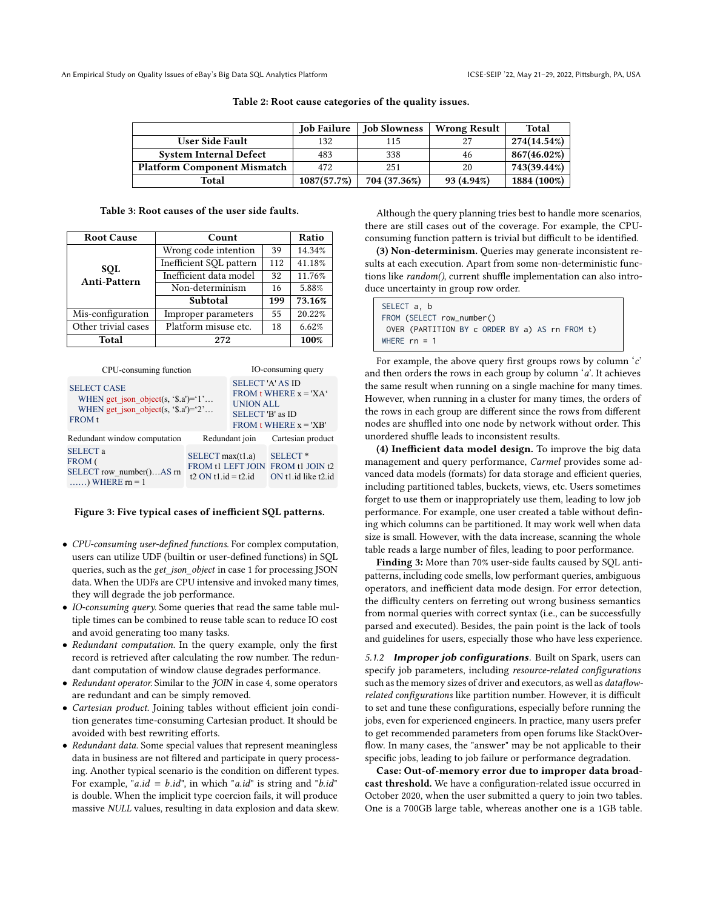Table 2: Root cause categories of the quality issues.

| | Job Failure | Job Slowness | Wrong Result | Total |
|---|---|---|---|---|
| **User Side Fault** | 132 | 115 | 27 | **274(14.54%)** |
| **System Internal Defect** | 483 | 338 | 46 | **867(46.02%)** |
| **Platform Component Mismatch** | 472 | 251 | 20 | **743(39.44%)** |
| **Total** | **1087(57.7%)** | **704 (37.36%)** | **93 (4.94%)** | **1884 (100%)** |

Table 3: Root causes of the user side faults.

| Root Cause | Count | | Ratio |
|---|---|---|---|
| **SQL Anti-Pattern** | Wrong code intention | 39 | 14.34% |
| | Inefficient SQL pattern | 112 | 41.18% |
| | Inefficient data model | 32 | 11.76% |
| | Non-determinism | 16 | 5.88% |
| | **Subtotal** | **199** | **73.16%** |
| Mis-configuration | Improper parameters | 55 | 20.22% |
| Other trivial cases | Platform misuse etc. | 18 | 6.62% |
| **Total** | **272** | | **100%** |

CPU-consuming function

```
SELECT CASE
  WHEN get_json_object(s, '$.a')='1'…
  WHEN get_json_object(s, '$.a')='2'…
FROM t
```

IO-consuming query

```
SELECT 'A' AS ID
FROM t WHERE x = 'XA'
UNION ALL
SELECT 'B' as ID
FROM t WHERE x = 'XB'
```

Redundant window computation

```
SELECT a
FROM (
SELECT row_number()…AS rn
……) WHERE rn = 1
```

Redundant join

```
SELECT max(t1.a)
FROM t1 LEFT JOIN
t2 ON t1.id = t2.id
```

Cartesian product

```
SELECT *
FROM t1 JOIN t2
ON t1.id like t2.id
```

**Figure 3: Five typical cases of inefficient SQL patterns.**

- *CPU-consuming user-defined functions.* For complex computation, users can utilize UDF (builtin or user-defined functions) in SQL queries, such as the *get_json_object* in case 1 for processing JSON data. When the UDFs are CPU intensive and invoked many times, they will degrade the job performance.
- *IO-consuming query.* Some queries that read the same table multiple times can be combined to reuse table scan to reduce IO cost and avoid generating too many tasks.
- *Redundant computation.* In the query example, only the first record is retrieved after calculating the row number. The redundant computation of window clause degrades performance.
- *Redundant operator.* Similar to the *JOIN* in case 4, some operators are redundant and can be simply removed.
- *Cartesian product.* Joining tables without efficient join condition generates time-consuming Cartesian product. It should be avoided with best rewriting efforts.
- *Redundant data.* Some special values that represent meaningless data in business are not filtered and participate in query processing. Another typical scenario is the condition on different types. For example, "*a.id* = *b.id*", in which "*a.id*" is string and "*b.id*" is double. When the implicit type coercion fails, it will produce massive *NULL* values, resulting in data explosion and data skew.

Although the query planning tries best to handle more scenarios, there are still cases out of the coverage. For example, the CPU-consuming function pattern is trivial but difficult to be identified.

**(3) Non-determinism.** Queries may generate inconsistent results at each execution. Apart from some non-deterministic functions like *random()*, current shuffle implementation can also introduce uncertainty in group row order.

```
SELECT a, b
FROM (SELECT row_number()
 OVER (PARTITION BY c ORDER BY a) AS rn FROM t)
WHERE rn = 1
```

For example, the above query first groups rows by column '*c*' and then orders the rows in each group by column '*a*'. It achieves the same result when running on a single machine for many times. However, when running in a cluster for many times, the orders of the rows in each group are different since the rows from different nodes are shuffled into one node by network without order. This unordered shuffle leads to inconsistent results.

**(4) Inefficient data model design.** To improve the big data management and query performance, *Carmel* provides some advanced data models (formats) for data storage and efficient queries, including partitioned tables, buckets, views, etc. Users sometimes forget to use them or inappropriately use them, leading to low job performance. For example, one user created a table without defining which columns can be partitioned. It may work well when data size is small. However, with the data increase, scanning the whole table reads a large number of files, leading to poor performance.

**Finding 3:** More than 70% user-side faults caused by SQL anti-patterns, including code smells, low performant queries, ambiguous operators, and inefficient data mode design. For error detection, the difficulty centers on ferreting out wrong business semantics from normal queries with correct syntax (i.e., can be successfully parsed and executed). Besides, the pain point is the lack of tools and guidelines for users, especially those who have less experience.

#### 5.1.2 *Improper job configurations*

Built on Spark, users can specify job parameters, including *resource-related configurations* such as the memory sizes of driver and executors, as well as *dataflow-related configurations* like partition number. However, it is difficult to set and tune these configurations, especially before running the jobs, even for experienced engineers. In practice, many users prefer to get recommended parameters from open forums like StackOverflow. In many cases, the "answer" may be not applicable to their specific jobs, leading to job failure or performance degradation.

**Case: Out-of-memory error due to improper data broadcast threshold.** We have a configuration-related issue occurred in October 2020, when the user submitted a query to join two tables. One is a 700GB large table, whereas another one is a 1GB table.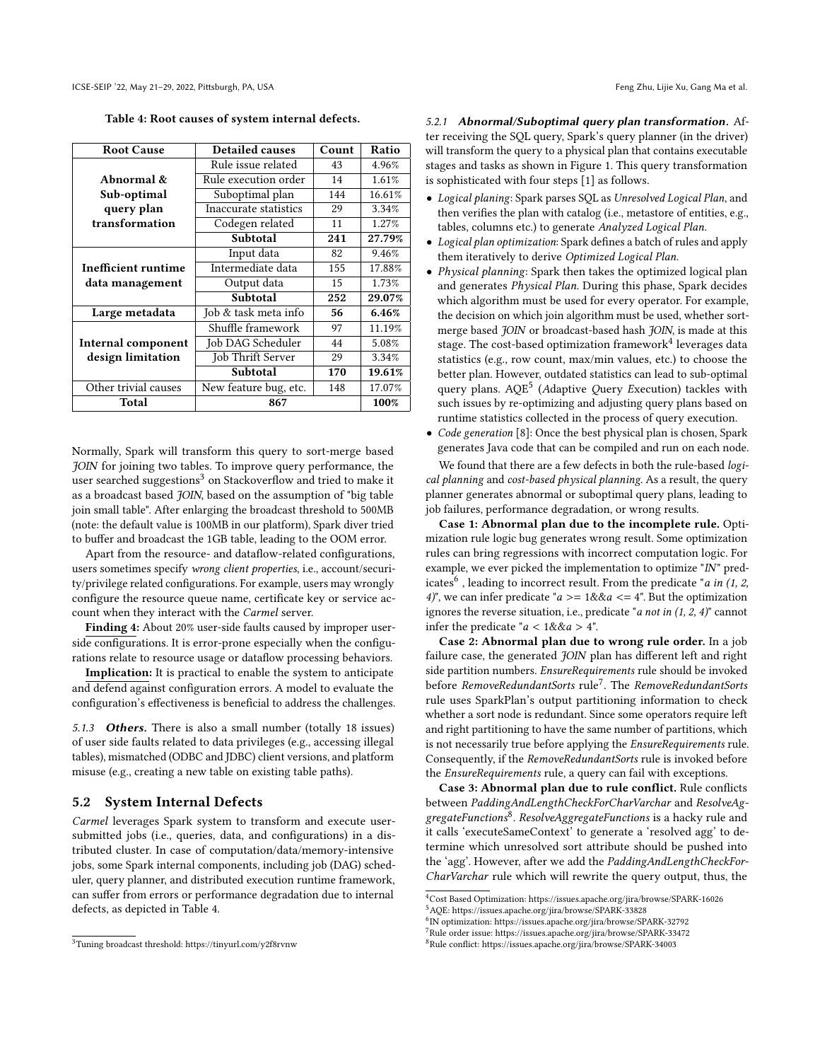Table 4: Root causes of system internal defects.

| Root Cause | Detailed causes | Count | Ratio |
|---|---|---|---|
| Abnormal & Sub-optimal query plan transformation | Rule issue related | 43 | 4.96% |
| | Rule execution order | 14 | 1.61% |
| | Suboptimal plan | 144 | 16.61% |
| | Inaccurate statistics | 29 | 3.34% |
| | Codegen related | 11 | 1.27% |
| | **Subtotal** | **241** | **27.79%** |
| Inefficient runtime data management | Input data | 82 | 9.46% |
| | Intermediate data | 155 | 17.88% |
| | Output data | 15 | 1.73% |
| | **Subtotal** | **252** | **29.07%** |
| Large metadata | Job & task meta info | **56** | **6.46%** |
| Internal component design limitation | Shuffle framework | 97 | 11.19% |
| | Job DAG Scheduler | 44 | 5.08% |
| | Job Thrift Server | 29 | 3.34% |
| | **Subtotal** | **170** | **19.61%** |
| Other trivial causes | New feature bug, etc. | 148 | 17.07% |
| **Total** | | **867** | **100%** |

Normally, Spark will transform this query to sort-merge based *JOIN* for joining two tables. To improve query performance, the user searched suggestions[3] on Stackoverflow and tried to make it as a broadcast based *JOIN*, based on the assumption of "big table join small table". After enlarging the broadcast threshold to 500MB (note: the default value is 100MB in our platform), Spark diver tried to buffer and broadcast the 1GB table, leading to the OOM error.

Apart from the resource- and dataflow-related configurations, users sometimes specify *wrong client properties*, i.e., account/security/privilege related configurations. For example, users may wrongly configure the resource queue name, certificate key or service account when they interact with the *Carmel* server.

**Finding 4:** About 20% user-side faults caused by improper user-side configurations. It is error-prone especially when the configurations relate to resource usage or dataflow processing behaviors.

**Implication:** It is practical to enable the system to anticipate and defend against configuration errors. A model to evaluate the configuration's effectiveness is beneficial to address the challenges.

#### 5.1.3 *Others.*

There is also a small number (totally 18 issues) of user side faults related to data privileges (e.g., accessing illegal tables), mismatched (ODBC and JDBC) client versions, and platform misuse (e.g., creating a new table on existing table paths).

## 5.2 System Internal Defects

*Carmel* leverages Spark system to transform and execute user-submitted jobs (i.e., queries, data, and configurations) in a distributed cluster. In case of computation/data/memory-intensive jobs, some Spark internal components, including job (DAG) scheduler, query planner, and distributed execution runtime framework, can suffer from errors or performance degradation due to internal defects, as depicted in Table 4.

#### 5.2.1 *Abnormal/Suboptimal query plan transformation.*

After receiving the SQL query, Spark's query planner (in the driver) will transform the query to a physical plan that contains executable stages and tasks as shown in Figure 1. This query transformation is sophisticated with four steps [1] as follows.

- *Logical planing*: Spark parses SQL as *Unresolved Logical Plan*, and then verifies the plan with catalog (i.e., metastore of entities, e.g., tables, columns etc.) to generate *Analyzed Logical Plan*.
- *Logical plan optimization*: Spark defines a batch of rules and apply them iteratively to derive *Optimized Logical Plan*.
- *Physical planning*: Spark then takes the optimized logical plan and generates *Physical Plan*. During this phase, Spark decides which algorithm must be used for every operator. For example, the decision on which join algorithm must be used, whether sort-merge based *JOIN* or broadcast-based hash *JOIN*, is made at this stage. The cost-based optimization framework[4] leverages data statistics (e.g., row count, max/min values, etc.) to choose the better plan. However, outdated statistics can lead to sub-optimal query plans. AQE[5] (*A*daptive *Q*uery *E*xecution) tackles with such issues by re-optimizing and adjusting query plans based on runtime statistics collected in the process of query execution.
- *Code generation* [8]: Once the best physical plan is chosen, Spark generates Java code that can be compiled and run on each node.

We found that there are a few defects in both the rule-based *logical planning* and *cost-based physical planning*. As a result, the query planner generates abnormal or suboptimal query plans, leading to job failures, performance degradation, or wrong results.

**Case 1: Abnormal plan due to the incomplete rule.** Optimization rule logic bug generates wrong result. Some optimization rules can bring regressions with incorrect computation logic. For example, we ever picked the implementation to optimize "*IN*" predicates[6] , leading to incorrect result. From the predicate "*a in (1, 2, 4)*", we can infer predicate "*a* >= 1&&*a* <= 4". But the optimization ignores the reverse situation, i.e., predicate "*a not in (1, 2, 4)*" cannot infer the predicate "*a* < 1&&*a* > 4".

**Case 2: Abnormal plan due to wrong rule order.** In a job failure case, the generated *JOIN* plan has different left and right side partition numbers. *EnsureRequirements* rule should be invoked before *RemoveRedundantSorts* rule[7]. The *RemoveRedundantSorts* rule uses SparkPlan's output partitioning information to check whether a sort node is redundant. Since some operators require left and right partitioning to have the same number of partitions, which is not necessarily true before applying the *EnsureRequirements* rule. Consequently, if the *RemoveRedundantSorts* rule is invoked before the *EnsureRequirements* rule, a query can fail with exceptions.

**Case 3: Abnormal plan due to rule conflict.** Rule conflicts between *PaddingAndLengthCheckForCharVarchar* and *ResolveAggregateFunctions*[8]. *ResolveAggregateFunctions* is a hacky rule and it calls 'executeSameContext' to generate a 'resolved agg' to determine which unresolved sort attribute should be pushed into the 'agg'. However, after we add the *PaddingAndLengthCheckForCharVarchar* rule which will rewrite the query output, thus, the

[3] Tuning broadcast threshold: https://tinyurl.com/y2f8rvnw

[4] Cost Based Optimization: https://issues.apache.org/jira/browse/SPARK-16026

[5] AQE: https://issues.apache.org/jira/browse/SPARK-33828

[6] IN optimization: https://issues.apache.org/jira/browse/SPARK-32792

[7] Rule order issue: https://issues.apache.org/jira/browse/SPARK-33472

[8] Rule conflict: https://issues.apache.org/jira/browse/SPARK-34003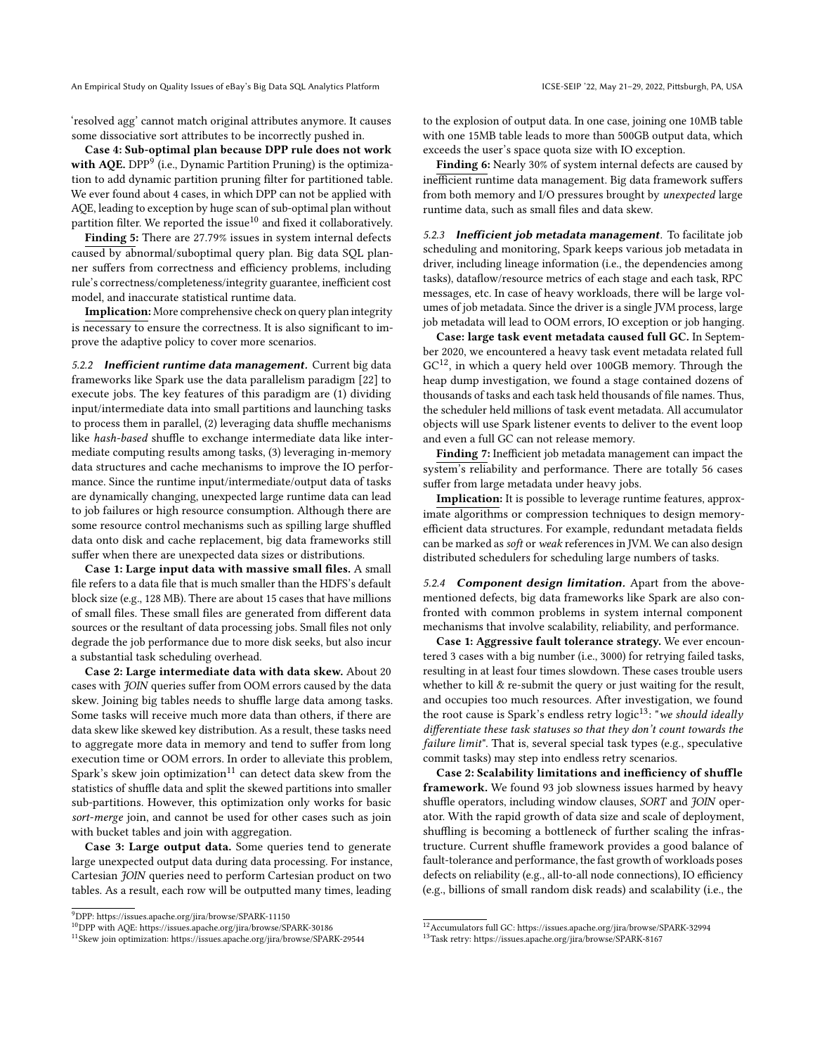'resolved agg' cannot match original attributes anymore. It causes some dissociative sort attributes to be incorrectly pushed in.

**Case 4: Sub-optimal plan because DPP rule does not work with AQE.** DPP[9] (i.e., Dynamic Partition Pruning) is the optimization to add dynamic partition pruning filter for partitioned table. We ever found about 4 cases, in which DPP can not be applied with AQE, leading to exception by huge scan of sub-optimal plan without partition filter. We reported the issue[10] and fixed it collaboratively.

**Finding 5:** There are 27.79% issues in system internal defects caused by abnormal/suboptimal query plan. Big data SQL planner suffers from correctness and efficiency problems, including rule's correctness/completeness/integrity guarantee, inefficient cost model, and inaccurate statistical runtime data.

**Implication:** More comprehensive check on query plan integrity is necessary to ensure the correctness. It is also significant to improve the adaptive policy to cover more scenarios.

#### 5.2.2 *Inefficient runtime data management.*

Current big data frameworks like Spark use the data parallelism paradigm [22] to execute jobs. The key features of this paradigm are (1) dividing input/intermediate data into small partitions and launching tasks to process them in parallel, (2) leveraging data shuffle mechanisms like *hash-based* shuffle to exchange intermediate data like intermediate computing results among tasks, (3) leveraging in-memory data structures and cache mechanisms to improve the IO performance. Since the runtime input/intermediate/output data of tasks are dynamically changing, unexpected large runtime data can lead to job failures or high resource consumption. Although there are some resource control mechanisms such as spilling large shuffled data onto disk and cache replacement, big data frameworks still suffer when there are unexpected data sizes or distributions.

**Case 1: Large input data with massive small files.** A small file refers to a data file that is much smaller than the HDFS's default block size (e.g., 128 MB). There are about 15 cases that have millions of small files. These small files are generated from different data sources or the resultant of data processing jobs. Small files not only degrade the job performance due to more disk seeks, but also incur a substantial task scheduling overhead.

**Case 2: Large intermediate data with data skew.** About 20 cases with *JOIN* queries suffer from OOM errors caused by the data skew. Joining big tables needs to shuffle large data among tasks. Some tasks will receive much more data than others, if there are data skew like skewed key distribution. As a result, these tasks need to aggregate more data in memory and tend to suffer from long execution time or OOM errors. In order to alleviate this problem, Spark's skew join optimization[11] can detect data skew from the statistics of shuffle data and split the skewed partitions into smaller sub-partitions. However, this optimization only works for basic *sort-merge* join, and cannot be used for other cases such as join with bucket tables and join with aggregation.

**Case 3: Large output data.** Some queries tend to generate large unexpected output data during data processing. For instance, Cartesian *JOIN* queries need to perform Cartesian product on two tables. As a result, each row will be outputted many times, leading to the explosion of output data. In one case, joining one 10MB table with one 15MB table leads to more than 500GB output data, which exceeds the user's space quota size with IO exception.

**Finding 6:** Nearly 30% of system internal defects are caused by inefficient runtime data management. Big data framework suffers from both memory and I/O pressures brought by *unexpected* large runtime data, such as small files and data skew.

#### 5.2.3 *Inefficient job metadata management.*

To facilitate job scheduling and monitoring, Spark keeps various job metadata in driver, including lineage information (i.e., the dependencies among tasks), dataflow/resource metrics of each stage and each task, RPC messages, etc. In case of heavy workloads, there will be large volumes of job metadata. Since the driver is a single JVM process, large job metadata will lead to OOM errors, IO exception or job hanging.

**Case: large task event metadata caused full GC.** In September 2020, we encountered a heavy task event metadata related full GC[12], in which a query held over 100GB memory. Through the heap dump investigation, we found a stage contained dozens of thousands of tasks and each task held thousands of file names. Thus, the scheduler held millions of task event metadata. All accumulator objects will use Spark listener events to deliver to the event loop and even a full GC can not release memory.

**Finding 7:** Inefficient job metadata management can impact the system's reliability and performance. There are totally 56 cases suffer from large metadata under heavy jobs.

**Implication:** It is possible to leverage runtime features, approximate algorithms or compression techniques to design memory-efficient data structures. For example, redundant metadata fields can be marked as *soft* or *weak* references in JVM. We can also design distributed schedulers for scheduling large numbers of tasks.

#### 5.2.4 *Component design limitation.*

Apart from the above-mentioned defects, big data frameworks like Spark are also confronted with common problems in system internal component mechanisms that involve scalability, reliability, and performance.

**Case 1: Aggressive fault tolerance strategy.** We ever encountered 3 cases with a big number (i.e., 3000) for retrying failed tasks, resulting in at least four times slowdown. These cases trouble users whether to kill & re-submit the query or just waiting for the result, and occupies too much resources. After investigation, we found the root cause is Spark's endless retry logic[13]: "*we should ideally differentiate these task statuses so that they don't count towards the failure limit*". That is, several special task types (e.g., speculative commit tasks) may step into endless retry scenarios.

**Case 2: Scalability limitations and inefficiency of shuffle framework.** We found 93 job slowness issues harmed by heavy shuffle operators, including window clauses, *SORT* and *JOIN* operator. With the rapid growth of data size and scale of deployment, shuffling is becoming a bottleneck of further scaling the infrastructure. Current shuffle framework provides a good balance of fault-tolerance and performance, the fast growth of workloads poses defects on reliability (e.g., all-to-all node connections), IO efficiency (e.g., billions of small random disk reads) and scalability (i.e., the

---

[9] DPP: https://issues.apache.org/jira/browse/SPARK-11150

[10] DPP with AQE: https://issues.apache.org/jira/browse/SPARK-30186

[11] Skew join optimization: https://issues.apache.org/jira/browse/SPARK-29544

[12] Accumulators full GC: https://issues.apache.org/jira/browse/SPARK-32994

[13] Task retry: https://issues.apache.org/jira/browse/SPARK-8167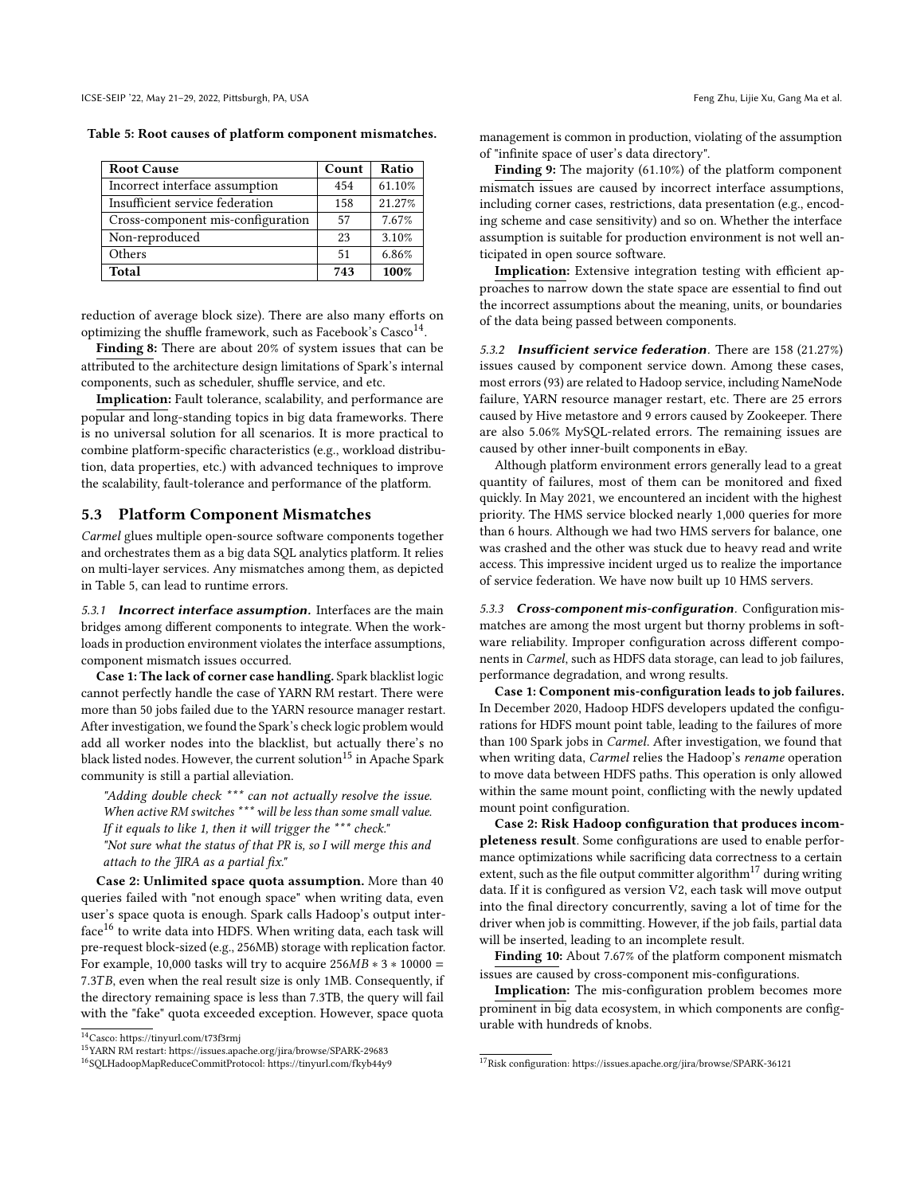Table 5: Root causes of platform component mismatches.

| Root Cause | Count | Ratio |
|---|---|---|
| Incorrect interface assumption | 454 | 61.10% |
| Insufficient service federation | 158 | 21.27% |
| Cross-component mis-configuration | 57 | 7.67% |
| Non-reproduced | 23 | 3.10% |
| Others | 51 | 6.86% |
| **Total** | **743** | **100%** |

reduction of average block size). There are also many efforts on optimizing the shuffle framework, such as Facebook's Casco[14].

**Finding 8:** There are about 20% of system issues that can be attributed to the architecture design limitations of Spark's internal components, such as scheduler, shuffle service, and etc.

**Implication:** Fault tolerance, scalability, and performance are popular and long-standing topics in big data frameworks. There is no universal solution for all scenarios. It is more practical to combine platform-specific characteristics (e.g., workload distribution, data properties, etc.) with advanced techniques to improve the scalability, fault-tolerance and performance of the platform.

## 5.3 Platform Component Mismatches

*Carmel* glues multiple open-source software components together and orchestrates them as a big data SQL analytics platform. It relies on multi-layer services. Any mismatches among them, as depicted in Table 5, can lead to runtime errors.

*5.3.1* ***Incorrect interface assumption.*** Interfaces are the main bridges among different components to integrate. When the workloads in production environment violates the interface assumptions, component mismatch issues occurred.

**Case 1: The lack of corner case handling.** Spark blacklist logic cannot perfectly handle the case of YARN RM restart. There were more than 50 jobs failed due to the YARN resource manager restart. After investigation, we found the Spark's check logic problem would add all worker nodes into the blacklist, but actually there's no black listed nodes. However, the current solution[15] in Apache Spark community is still a partial alleviation.

> *"Adding double check \*\*\* can not actually resolve the issue. When active RM switches \*\*\* will be less than some small value. If it equals to like 1, then it will trigger the \*\*\* check."*
> *"Not sure what the status of that PR is, so I will merge this and attach to the JIRA as a partial fix."*

**Case 2: Unlimited space quota assumption.** More than 40 queries failed with "not enough space" when writing data, even user's space quota is enough. Spark calls Hadoop's output interface[16] to write data into HDFS. When writing data, each task will pre-request block-sized (e.g., 256MB) storage with replication factor. For example, 10,000 tasks will try to acquire $256MB * 3 * 10000 = 7.3TB$, even when the real result size is only 1MB. Consequently, if the directory remaining space is less than 7.3TB, the query will fail with the "fake" quota exceeded exception. However, space quota management is common in production, violating of the assumption of "infinite space of user's data directory".

**Finding 9:** The majority (61.10%) of the platform component mismatch issues are caused by incorrect interface assumptions, including corner cases, restrictions, data presentation (e.g., encoding scheme and case sensitivity) and so on. Whether the interface assumption is suitable for production environment is not well anticipated in open source software.

**Implication:** Extensive integration testing with efficient approaches to narrow down the state space are essential to find out the incorrect assumptions about the meaning, units, or boundaries of the data being passed between components.

*5.3.2* ***Insufficient service federation.*** There are 158 (21.27%) issues caused by component service down. Among these cases, most errors (93) are related to Hadoop service, including NameNode failure, YARN resource manager restart, etc. There are 25 errors caused by Hive metastore and 9 errors caused by Zookeeper. There are also 5.06% MySQL-related errors. The remaining issues are caused by other inner-built components in eBay.

Although platform environment errors generally lead to a great quantity of failures, most of them can be monitored and fixed quickly. In May 2021, we encountered an incident with the highest priority. The HMS service blocked nearly 1,000 queries for more than 6 hours. Although we had two HMS servers for balance, one was crashed and the other was stuck due to heavy read and write access. This impressive incident urged us to realize the importance of service federation. We have now built up 10 HMS servers.

*5.3.3* ***Cross-component mis-configuration.*** Configuration mismatches are among the most urgent but thorny problems in software reliability. Improper configuration across different components in *Carmel*, such as HDFS data storage, can lead to job failures, performance degradation, and wrong results.

**Case 1: Component mis-configuration leads to job failures.** In December 2020, Hadoop HDFS developers updated the configurations for HDFS mount point table, leading to the failures of more than 100 Spark jobs in *Carmel*. After investigation, we found that when writing data, *Carmel* relies the Hadoop's *rename* operation to move data between HDFS paths. This operation is only allowed within the same mount point, conflicting with the newly updated mount point configuration.

**Case 2: Risk Hadoop configuration that produces incompleteness result**. Some configurations are used to enable performance optimizations while sacrificing data correctness to a certain extent, such as the file output committer algorithm[17] during writing data. If it is configured as version V2, each task will move output into the final directory concurrently, saving a lot of time for the driver when job is committing. However, if the job fails, partial data will be inserted, leading to an incomplete result.

**Finding 10:** About 7.67% of the platform component mismatch issues are caused by cross-component mis-configurations.

**Implication:** The mis-configuration problem becomes more prominent in big data ecosystem, in which components are configurable with hundreds of knobs.

[14] Casco: https://tinyurl.com/t73f3rmj
[15] YARN RM restart: https://issues.apache.org/jira/browse/SPARK-29683
[16] SQLHadoopMapReduceCommitProtocol: https://tinyurl.com/fkyb44y9
[17] Risk configuration: https://issues.apache.org/jira/browse/SPARK-36121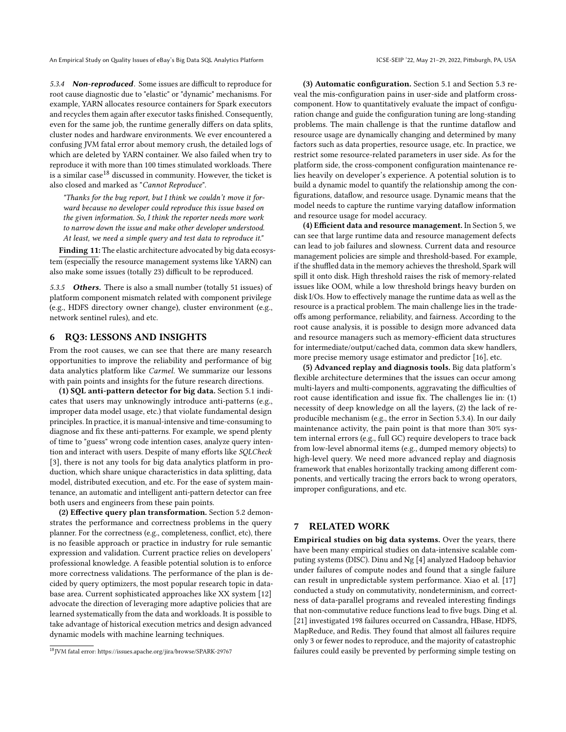#### 5.3.4 ***Non-reproduced***. 

Some issues are difficult to reproduce for root cause diagnostic due to "elastic" or "dynamic" mechanisms. For example, YARN allocates resource containers for Spark executors and recycles them again after executor tasks finished. Consequently, even for the same job, the runtime generally differs on data splits, cluster nodes and hardware environments. We ever encountered a confusing JVM fatal error about memory crush, the detailed logs of which are deleted by YARN container. We also failed when try to reproduce it with more than 100 times stimulated workloads. There is a similar case[18] discussed in community. However, the ticket is also closed and marked as "*Cannot Reproduce*".

> *"Thanks for the bug report, but I think we couldn't move it forward because no developer could reproduce this issue based on the given information. So, I think the reporter needs more work to narrow down the issue and make other developer understood. At least, we need a simple query and test data to reproduce it."*

**Finding 11:** The elastic architecture advocated by big data ecosystem (especially the resource management systems like YARN) can also make some issues (totally 23) difficult to be reproduced.

#### 5.3.5 ***Others.*** 

There is also a small number (totally 51 issues) of platform component mismatch related with component privilege (e.g., HDFS directory owner change), cluster environment (e.g., network sentinel rules), and etc.

## 6 RQ3: LESSONS AND INSIGHTS

From the root causes, we can see that there are many research opportunities to improve the reliability and performance of big data analytics platform like *Carmel*. We summarize our lessons with pain points and insights for the future research directions.

**(1) SQL anti-pattern detector for big data.** Section 5.1 indicates that users may unknowingly introduce anti-patterns (e.g., improper data model usage, etc.) that violate fundamental design principles. In practice, it is manual-intensive and time-consuming to diagnose and fix these anti-patterns. For example, we spend plenty of time to "guess" wrong code intention cases, analyze query intention and interact with users. Despite of many efforts like *SQLCheck* [3], there is not any tools for big data analytics platform in production, which share unique characteristics in data splitting, data model, distributed execution, and etc. For the ease of system maintenance, an automatic and intelligent anti-pattern detector can free both users and engineers from these pain points.

**(2) Effective query plan transformation.** Section 5.2 demonstrates the performance and correctness problems in the query planner. For the correctness (e.g., completeness, conflict, etc), there is no feasible approach or practice in industry for rule semantic expression and validation. Current practice relies on developers' professional knowledge. A feasible potential solution is to enforce more correctness validations. The performance of the plan is decided by query optimizers, the most popular research topic in database area. Current sophisticated approaches like XX system [12] advocate the direction of leveraging more adaptive policies that are learned systematically from the data and workloads. It is possible to take advantage of historical execution metrics and design advanced dynamic models with machine learning techniques.

**(3) Automatic configuration.** Section 5.1 and Section 5.3 reveal the mis-configuration pains in user-side and platform cross-component. How to quantitatively evaluate the impact of configuration change and guide the configuration tuning are long-standing problems. The main challenge is that the runtime dataflow and resource usage are dynamically changing and determined by many factors such as data properties, resource usage, etc. In practice, we restrict some resource-related parameters in user side. As for the platform side, the cross-component configuration maintenance relies heavily on developer's experience. A potential solution is to build a dynamic model to quantify the relationship among the configurations, dataflow, and resource usage. Dynamic means that the model needs to capture the runtime varying dataflow information and resource usage for model accuracy.

**(4) Efficient data and resource management.** In Section 5, we can see that large runtime data and resource management defects can lead to job failures and slowness. Current data and resource management policies are simple and threshold-based. For example, if the shuffled data in the memory achieves the threshold, Spark will spill it onto disk. High threshold raises the risk of memory-related issues like OOM, while a low threshold brings heavy burden on disk I/Os. How to effectively manage the runtime data as well as the resource is a practical problem. The main challenge lies in the tradeoffs among performance, reliability, and fairness. According to the root cause analysis, it is possible to design more advanced data and resource managers such as memory-efficient data structures for intermediate/output/cached data, common data skew handlers, more precise memory usage estimator and predictor [16], etc.

**(5) Advanced replay and diagnosis tools.** Big data platform's flexible architecture determines that the issues can occur among multi-layers and multi-components, aggravating the difficulties of root cause identification and issue fix. The challenges lie in: (1) necessity of deep knowledge on all the layers, (2) the lack of reproducible mechanism (e.g., the error in Section 5.3.4). In our daily maintenance activity, the pain point is that more than 30% system internal errors (e.g., full GC) require developers to trace back from low-level abnormal items (e.g., dumped memory objects) to high-level query. We need more advanced replay and diagnosis framework that enables horizontally tracking among different components, and vertically tracing the errors back to wrong operators, improper configurations, and etc.

## 7 RELATED WORK

**Empirical studies on big data systems.** Over the years, there have been many empirical studies on data-intensive scalable computing systems (DISC). Dinu and Ng [4] analyzed Hadoop behavior under failures of compute nodes and found that a single failure can result in unpredictable system performance. Xiao et al. [17] conducted a study on commutativity, nondeterminism, and correctness of data-parallel programs and revealed interesting findings that non-commutative reduce functions lead to five bugs. Ding et al. [21] investigated 198 failures occurred on Cassandra, HBase, HDFS, MapReduce, and Redis. They found that almost all failures require only 3 or fewer nodes to reproduce, and the majority of catastrophic failures could easily be prevented by performing simple testing on

[18] JVM fatal error: https://issues.apache.org/jira/browse/SPARK-29767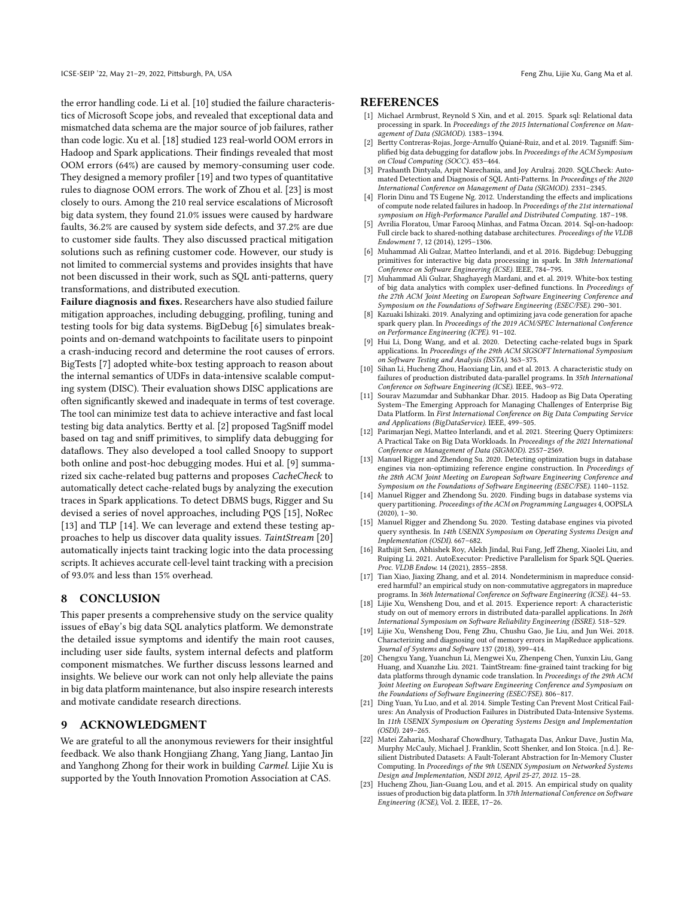the error handling code. Li et al. [10] studied the failure characteristics of Microsoft Scope jobs, and revealed that exceptional data and mismatched data schema are the major source of job failures, rather than code logic. Xu et al. [18] studied 123 real-world OOM errors in Hadoop and Spark applications. Their findings revealed that most OOM errors (64%) are caused by memory-consuming user code. They designed a memory profiler [19] and two types of quantitative rules to diagnose OOM errors. The work of Zhou et al. [23] is most closely to ours. Among the 210 real service escalations of Microsoft big data system, they found 21.0% issues were caused by hardware faults, 36.2% are caused by system side defects, and 37.2% are due to customer side faults. They also discussed practical mitigation solutions such as refining customer code. However, our study is not limited to commercial systems and provides insights that have not been discussed in their work, such as SQL anti-patterns, query transformations, and distributed execution.

**Failure diagnosis and fixes.** Researchers have also studied failure mitigation approaches, including debugging, profiling, tuning and testing tools for big data systems. BigDebug [6] simulates breakpoints and on-demand watchpoints to facilitate users to pinpoint a crash-inducing record and determine the root causes of errors. BigTests [7] adopted white-box testing approach to reason about the internal semantics of UDFs in data-intensive scalable computing system (DISC). Their evaluation shows DISC applications are often significantly skewed and inadequate in terms of test coverage. The tool can minimize test data to achieve interactive and fast local testing big data analytics. Bertty et al. [2] proposed TagSniff model based on tag and sniff primitives, to simplify data debugging for dataflows. They also developed a tool called Snoopy to support both online and post-hoc debugging modes. Hui et al. [9] summarized six cache-related bug patterns and proposes *CacheCheck* to automatically detect cache-related bugs by analyzing the execution traces in Spark applications. To detect DBMS bugs, Rigger and Su devised a series of novel approaches, including PQS [15], NoRec [13] and TLP [14]. We can leverage and extend these testing approaches to help us discover data quality issues. *TaintStream* [20] automatically injects taint tracking logic into the data processing scripts. It achieves accurate cell-level taint tracking with a precision of 93.0% and less than 15% overhead.

## 8 CONCLUSION

This paper presents a comprehensive study on the service quality issues of eBay's big data SQL analytics platform. We demonstrate the detailed issue symptoms and identify the main root causes, including user side faults, system internal defects and platform component mismatches. We further discuss lessons learned and insights. We believe our work can not only help alleviate the pains in big data platform maintenance, but also inspire research interests and motivate candidate research directions.

## 9 ACKNOWLEDGMENT

We are grateful to all the anonymous reviewers for their insightful feedback. We also thank Hongjiang Zhang, Yang Jiang, Lantao Jin and Yanghong Zhong for their work in building *Carmel*. Lijie Xu is supported by the Youth Innovation Promotion Association at CAS.

## REFERENCES

[1] Michael Armbrust, Reynold S Xin, and et al. 2015. Spark sql: Relational data processing in spark. In *Proceedings of the 2015 International Conference on Management of Data (SIGMOD)*. 1383–1394.

[2] Bertty Contreras-Rojas, Jorge-Arnulfo Quiané-Ruiz, and et al. 2019. Tagsniff: Simplified big data debugging for dataflow jobs. In *Proceedings of the ACM Symposium on Cloud Computing (SOCC)*. 453–464.

[3] Prashanth Dintyala, Arpit Narechania, and Joy Arulraj. 2020. SQLCheck: Automated Detection and Diagnosis of SQL Anti-Patterns. In *Proceedings of the 2020 International Conference on Management of Data (SIGMOD)*. 2331–2345.

[4] Florin Dinu and TS Eugene Ng. 2012. Understanding the effects and implications of compute node related failures in hadoop. In *Proceedings of the 21st international symposium on High-Performance Parallel and Distributed Computing*. 187–198.

[5] Avrilia Floratou, Umar Farooq Minhas, and Fatma Özcan. 2014. Sql-on-hadoop: Full circle back to shared-nothing database architectures. *Proceedings of the VLDB Endowment* 7, 12 (2014), 1295–1306.

[6] Muhammad Ali Gulzar, Matteo Interlandi, and et al. 2016. Bigdebug: Debugging primitives for interactive big data processing in spark. In *38th International Conference on Software Engineering (ICSE)*. IEEE, 784–795.

[7] Muhammad Ali Gulzar, Shaghayegh Mardani, and et. al. 2019. White-box testing of big data analytics with complex user-defined functions. In *Proceedings of the 27th ACM Joint Meeting on European Software Engineering Conference and Symposium on the Foundations of Software Engineering (ESEC/FSE)*. 290–301.

[8] Kazuaki Ishizaki. 2019. Analyzing and optimizing java code generation for apache spark query plan. In *Proceedings of the 2019 ACM/SPEC International Conference on Performance Engineering (ICPE)*. 91–102.

[9] Hui Li, Dong Wang, and et al. 2020. Detecting cache-related bugs in Spark applications. In *Proceedings of the 29th ACM SIGSOFT International Symposium on Software Testing and Analysis (ISSTA)*. 363–375.

[10] Sihan Li, Hucheng Zhou, Haoxiang Lin, and et al. 2013. A characteristic study on failures of production distributed data-parallel programs. In *35th International Conference on Software Engineering (ICSE)*. IEEE, 963–972.

[11] Sourav Mazumdar and Subhankar Dhar. 2015. Hadoop as Big Data Operating System–The Emerging Approach for Managing Challenges of Enterprise Big Data Platform. In *First International Conference on Big Data Computing Service and Applications (BigDataService)*. IEEE, 499–505.

[12] Parimarjan Negi, Matteo Interlandi, and et al. 2021. Steering Query Optimizers: A Practical Take on Big Data Workloads. In *Proceedings of the 2021 International Conference on Management of Data (SIGMOD)*. 2557–2569.

[13] Manuel Rigger and Zhendong Su. 2020. Detecting optimization bugs in database engines via non-optimizing reference engine construction. In *Proceedings of the 28th ACM Joint Meeting on European Software Engineering Conference and Symposium on the Foundations of Software Engineering (ESEC/FSE)*. 1140–1152.

[14] Manuel Rigger and Zhendong Su. 2020. Finding bugs in database systems via query partitioning. *Proceedings of the ACM on Programming Languages* 4, OOPSLA (2020), 1–30.

[15] Manuel Rigger and Zhendong Su. 2020. Testing database engines via pivoted query synthesis. In *14th USENIX Symposium on Operating Systems Design and Implementation (OSDI)*. 667–682.

[16] Rathijit Sen, Abhishek Roy, Alekh Jindal, Rui Fang, Jeff Zheng, Xiaolei Liu, and Ruiping Li. 2021. AutoExecutor: Predictive Parallelism for Spark SQL Queries. *Proc. VLDB Endow.* 14 (2021), 2855–2858.

[17] Tian Xiao, Jiaxing Zhang, and et al. 2014. Nondeterminism in mapreduce considered harmful? an empirical study on non-commutative aggregators in mapreduce programs. In *36th International Conference on Software Engineering (ICSE)*. 44–53.

[18] Lijie Xu, Wensheng Dou, and et al. 2015. Experience report: A characteristic study on out of memory errors in distributed data-parallel applications. In *26th International Symposium on Software Reliability Engineering (ISSRE)*. 518–529.

[19] Lijie Xu, Wensheng Dou, Feng Zhu, Chushu Gao, Jie Liu, and Jun Wei. 2018. Characterizing and diagnosing out of memory errors in MapReduce applications. *Journal of Systems and Software* 137 (2018), 399–414.

[20] Chengxu Yang, Yuanchun Li, Mengwei Xu, Zhenpeng Chen, Yunxin Liu, Gang Huang, and Xuanzhe Liu. 2021. TaintStream: fine-grained taint tracking for big data platforms through dynamic code translation. In *Proceedings of the 29th ACM Joint Meeting on European Software Engineering Conference and Symposium on the Foundations of Software Engineering (ESEC/FSE)*. 806–817.

[21] Ding Yuan, Yu Luo, and et al. 2014. Simple Testing Can Prevent Most Critical Failures: An Analysis of Production Failures in Distributed Data-Intensive Systems. In *11th USENIX Symposium on Operating Systems Design and Implementation (OSDI)*. 249–265.

[22] Matei Zaharia, Mosharaf Chowdhury, Tathagata Das, Ankur Dave, Justin Ma, Murphy McCauly, Michael J. Franklin, Scott Shenker, and Ion Stoica. [n.d.]. Resilient Distributed Datasets: A Fault-Tolerant Abstraction for In-Memory Cluster Computing. In *Proceedings of the 9th USENIX Symposium on Networked Systems Design and Implementation, NSDI 2012, April 25-27, 2012*. 15–28.

[23] Hucheng Zhou, Jian-Guang Lou, and et al. 2015. An empirical study on quality issues of production big data platform. In *37th International Conference on Software Engineering (ICSE)*, Vol. 2. IEEE, 17–26.